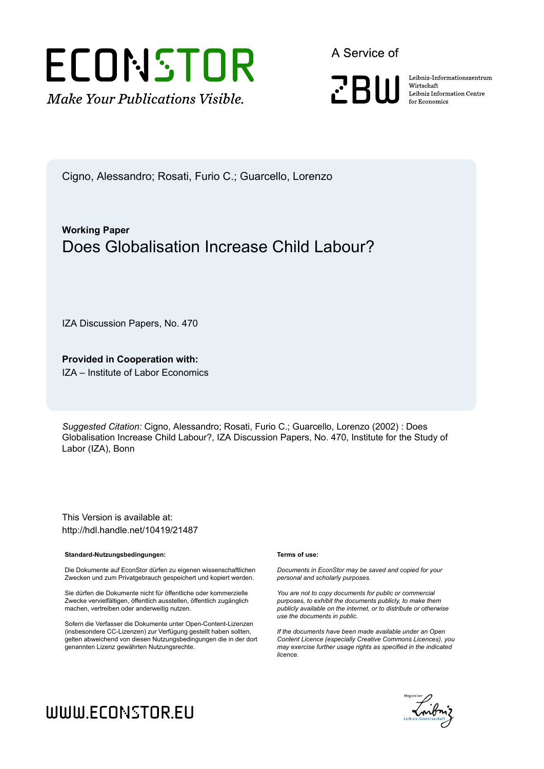Cigno, Alessandro; Rosati, Furio C.; Guarcello, Lorenzo

**Working Paper**

# Does Globalisation Increase Child Labour?

IZA Discussion Papers, No. 470

**Provided in Cooperation with:**
IZA – Institute of Labor Economics

*Suggested Citation:* Cigno, Alessandro; Rosati, Furio C.; Guarcello, Lorenzo (2002) : Does Globalisation Increase Child Labour?, IZA Discussion Papers, No. 470, Institute for the Study of Labor (IZA), Bonn

This Version is available at:
http://hdl.handle.net/10419/21487

**Standard-Nutzungsbedingungen:**

Die Dokumente auf EconStor dürfen zu eigenen wissenschaftlichen Zwecken und zum Privatgebrauch gespeichert und kopiert werden.

Sie dürfen die Dokumente nicht für öffentliche oder kommerzielle Zwecke vervielfältigen, öffentlich ausstellen, öffentlich zugänglich machen, vertreiben oder anderweitig nutzen.

Sofern die Verfasser die Dokumente unter Open-Content-Lizenzen (insbesondere CC-Lizenzen) zur Verfügung gestellt haben sollten, gelten abweichend von diesen Nutzungsbedingungen die in der dort genannten Lizenz gewährten Nutzungsrechte.

**Terms of use:**

*Documents in EconStor may be saved and copied for your personal and scholarly purposes.*

*You are not to copy documents for public or commercial purposes, to exhibit the documents publicly, to make them publicly available on the internet, or to distribute or otherwise use the documents in public.*

*If the documents have been made available under an Open Content Licence (especially Creative Commons Licences), you may exercise further usage rights as specified in the indicated licence.*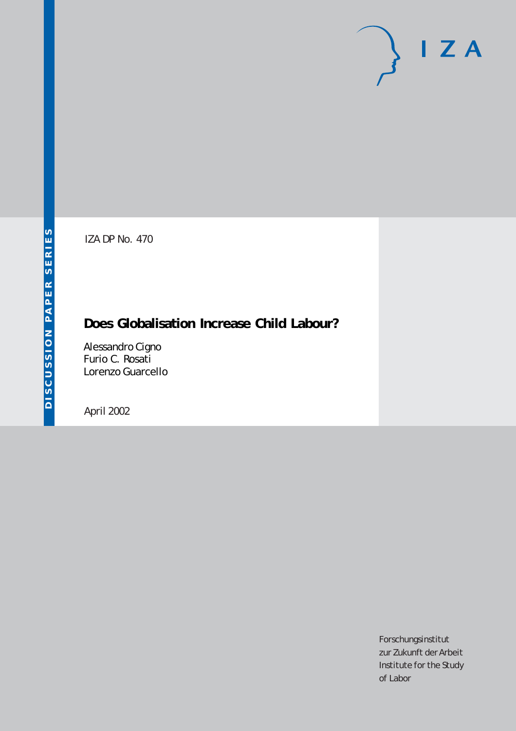DISCUSSION PAPER SERIES

IZA DP No. 470

# Does Globalisation Increase Child Labour?

Alessandro Cigno
Furio C. Rosati
Lorenzo Guarcello

April 2002

Forschungsinstitut
zur Zukunft der Arbeit
Institute for the Study
of Labor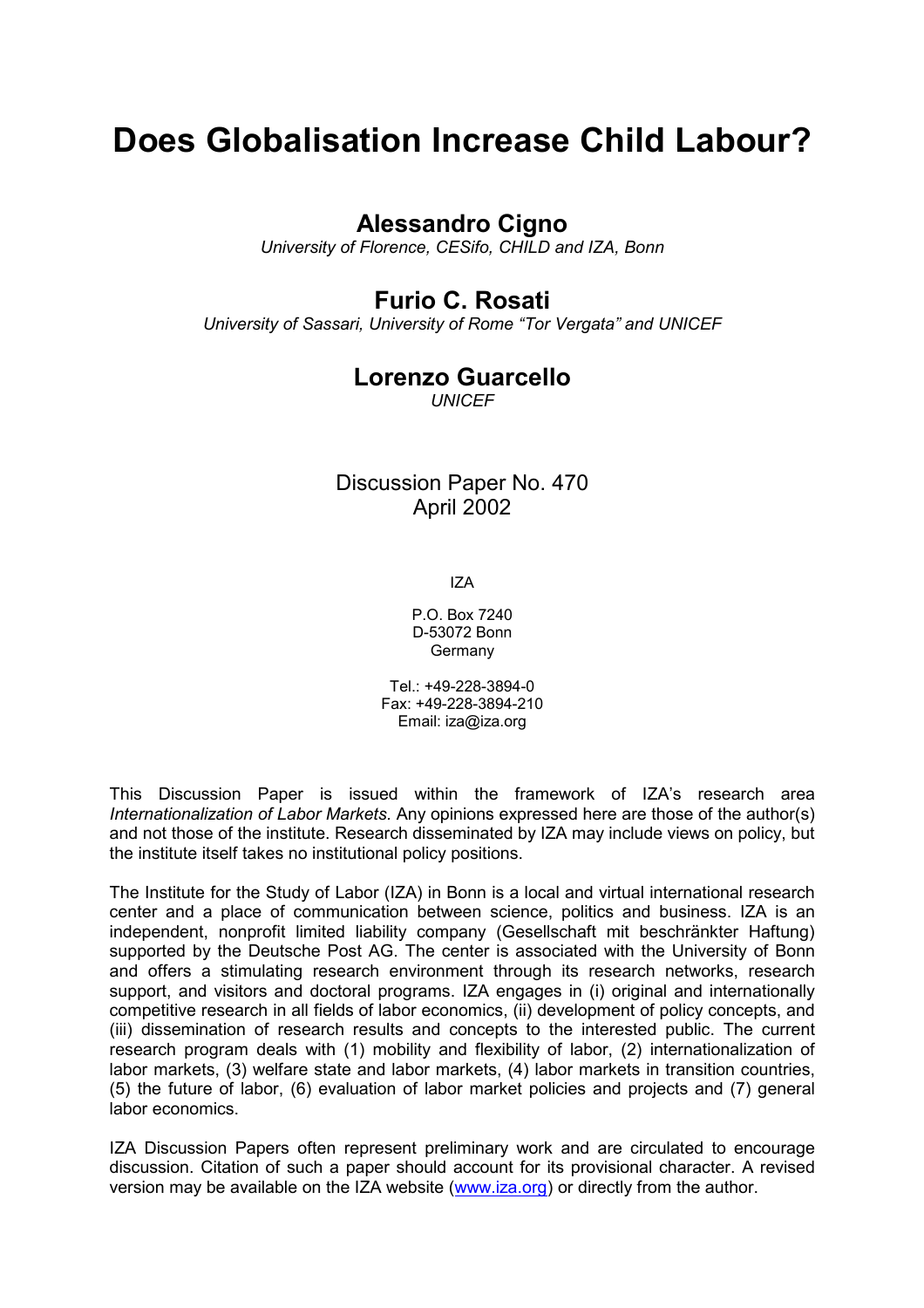# Does Globalisation Increase Child Labour?

## Alessandro Cigno

*University of Florence, CESifo, CHILD and IZA, Bonn*

## Furio C. Rosati

*University of Sassari, University of Rome "Tor Vergata" and UNICEF*

## Lorenzo Guarcello

*UNICEF*

Discussion Paper No. 470
April 2002

IZA

P.O. Box 7240
D-53072 Bonn
Germany

Tel.: +49-228-3894-0
Fax: +49-228-3894-210
Email: iza@iza.org

This Discussion Paper is issued within the framework of IZA's research area *Internationalization of Labor Markets.* Any opinions expressed here are those of the author(s) and not those of the institute. Research disseminated by IZA may include views on policy, but the institute itself takes no institutional policy positions.

The Institute for the Study of Labor (IZA) in Bonn is a local and virtual international research center and a place of communication between science, politics and business. IZA is an independent, nonprofit limited liability company (Gesellschaft mit beschränkter Haftung) supported by the Deutsche Post AG. The center is associated with the University of Bonn and offers a stimulating research environment through its research networks, research support, and visitors and doctoral programs. IZA engages in (i) original and internationally competitive research in all fields of labor economics, (ii) development of policy concepts, and (iii) dissemination of research results and concepts to the interested public. The current research program deals with (1) mobility and flexibility of labor, (2) internationalization of labor markets, (3) welfare state and labor markets, (4) labor markets in transition countries, (5) the future of labor, (6) evaluation of labor market policies and projects and (7) general labor economics.

IZA Discussion Papers often represent preliminary work and are circulated to encourage discussion. Citation of such a paper should account for its provisional character. A revised version may be available on the IZA website (www.iza.org) or directly from the author.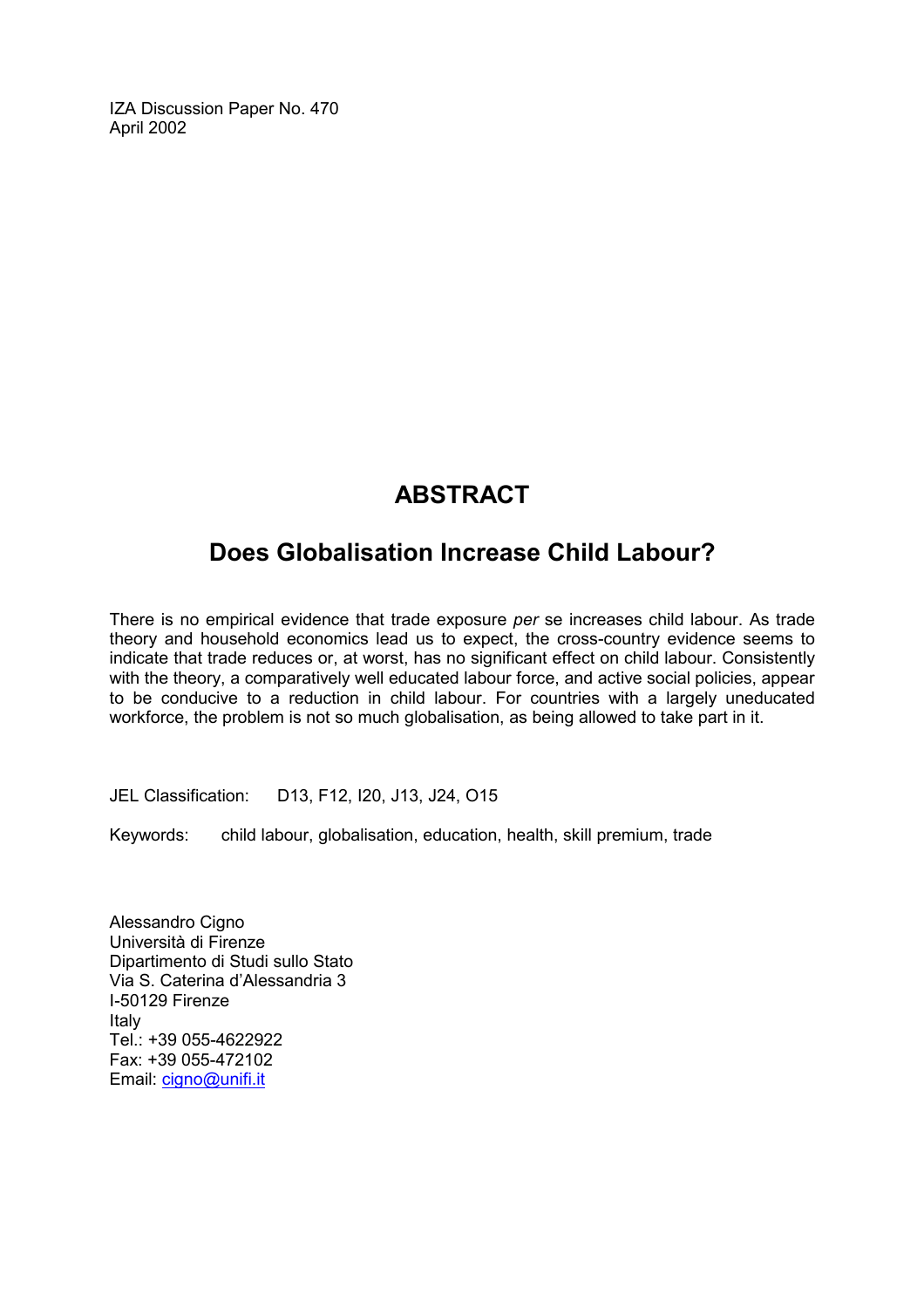IZA Discussion Paper No. 470
April 2002

# ABSTRACT

## Does Globalisation Increase Child Labour?

There is no empirical evidence that trade exposure *per* se increases child labour. As trade theory and household economics lead us to expect, the cross-country evidence seems to indicate that trade reduces or, at worst, has no significant effect on child labour. Consistently with the theory, a comparatively well educated labour force, and active social policies, appear to be conducive to a reduction in child labour. For countries with a largely uneducated workforce, the problem is not so much globalisation, as being allowed to take part in it.

JEL Classification: D13, F12, I20, J13, J24, O15

Keywords: child labour, globalisation, education, health, skill premium, trade

Alessandro Cigno
Università di Firenze
Dipartimento di Studi sullo Stato
Via S. Caterina d'Alessandria 3
I-50129 Firenze
Italy
Tel.: +39 055-4622922
Fax: +39 055-472102
Email: cigno@unifi.it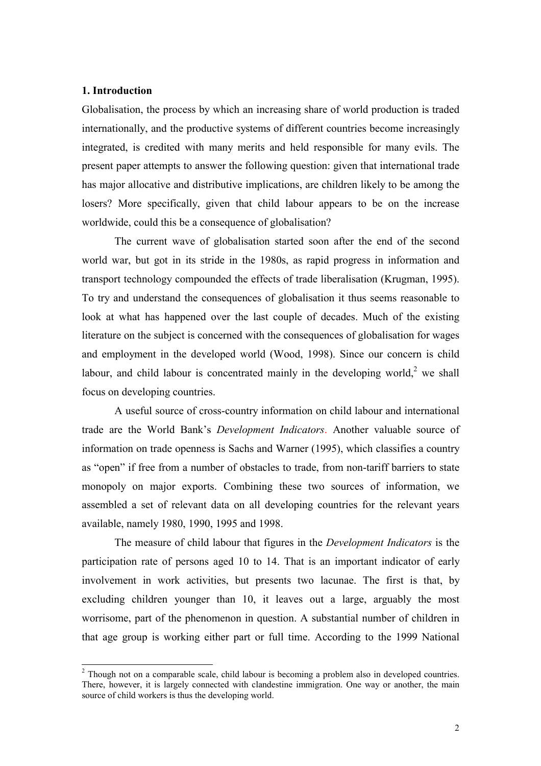## 1. Introduction

Globalisation, the process by which an increasing share of world production is traded internationally, and the productive systems of different countries become increasingly integrated, is credited with many merits and held responsible for many evils. The present paper attempts to answer the following question: given that international trade has major allocative and distributive implications, are children likely to be among the losers? More specifically, given that child labour appears to be on the increase worldwide, could this be a consequence of globalisation?

The current wave of globalisation started soon after the end of the second world war, but got in its stride in the 1980s, as rapid progress in information and transport technology compounded the effects of trade liberalisation (Krugman, 1995). To try and understand the consequences of globalisation it thus seems reasonable to look at what has happened over the last couple of decades. Much of the existing literature on the subject is concerned with the consequences of globalisation for wages and employment in the developed world (Wood, 1998). Since our concern is child labour, and child labour is concentrated mainly in the developing world,[2] we shall focus on developing countries.

A useful source of cross-country information on child labour and international trade are the World Bank's *Development Indicators*. Another valuable source of information on trade openness is Sachs and Warner (1995), which classifies a country as "open" if free from a number of obstacles to trade, from non-tariff barriers to state monopoly on major exports. Combining these two sources of information, we assembled a set of relevant data on all developing countries for the relevant years available, namely 1980, 1990, 1995 and 1998.

The measure of child labour that figures in the *Development Indicators* is the participation rate of persons aged 10 to 14. That is an important indicator of early involvement in work activities, but presents two lacunae. The first is that, by excluding children younger than 10, it leaves out a large, arguably the most worrisome, part of the phenomenon in question. A substantial number of children in that age group is working either part or full time. According to the 1999 National

---

[2] Though not on a comparable scale, child labour is becoming a problem also in developed countries. There, however, it is largely connected with clandestine immigration. One way or another, the main source of child workers is thus the developing world.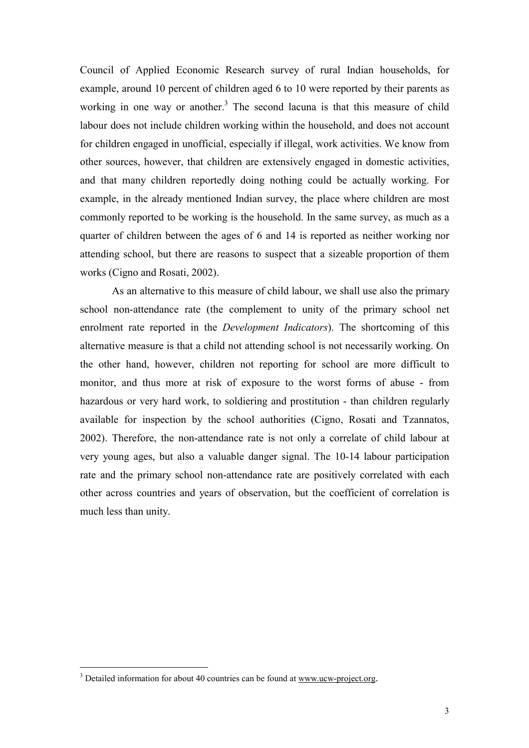Council of Applied Economic Research survey of rural Indian households, for example, around 10 percent of children aged 6 to 10 were reported by their parents as working in one way or another.[3] The second lacuna is that this measure of child labour does not include children working within the household, and does not account for children engaged in unofficial, especially if illegal, work activities. We know from other sources, however, that children are extensively engaged in domestic activities, and that many children reportedly doing nothing could be actually working. For example, in the already mentioned Indian survey, the place where children are most commonly reported to be working is the household. In the same survey, as much as a quarter of children between the ages of 6 and 14 is reported as neither working nor attending school, but there are reasons to suspect that a sizeable proportion of them works (Cigno and Rosati, 2002).

As an alternative to this measure of child labour, we shall use also the primary school non-attendance rate (the complement to unity of the primary school net enrolment rate reported in the *Development Indicators*). The shortcoming of this alternative measure is that a child not attending school is not necessarily working. On the other hand, however, children not reporting for school are more difficult to monitor, and thus more at risk of exposure to the worst forms of abuse - from hazardous or very hard work, to soldiering and prostitution - than children regularly available for inspection by the school authorities (Cigno, Rosati and Tzannatos, 2002). Therefore, the non-attendance rate is not only a correlate of child labour at very young ages, but also a valuable danger signal. The 10-14 labour participation rate and the primary school non-attendance rate are positively correlated with each other across countries and years of observation, but the coefficient of correlation is much less than unity.

[3] Detailed information for about 40 countries can be found at www.ucw-project.org.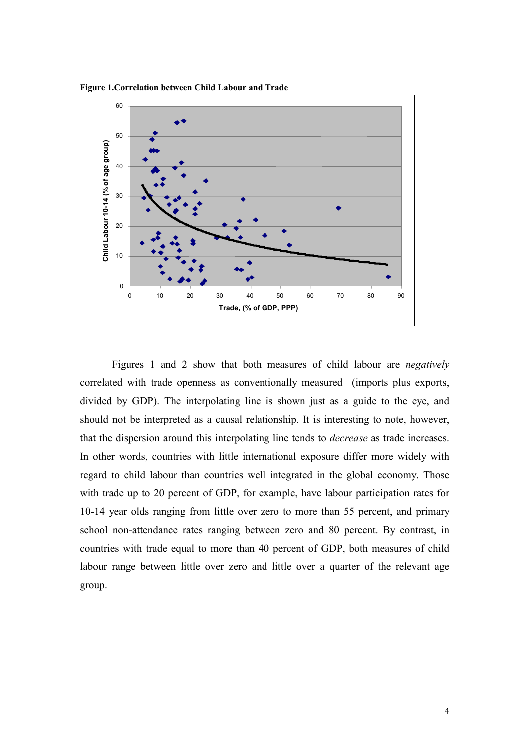**Figure 1.Correlation between Child Labour and Trade**

Figures 1 and 2 show that both measures of child labour are *negatively* correlated with trade openness as conventionally measured (imports plus exports, divided by GDP). The interpolating line is shown just as a guide to the eye, and should not be interpreted as a causal relationship. It is interesting to note, however, that the dispersion around this interpolating line tends to *decrease* as trade increases. In other words, countries with little international exposure differ more widely with regard to child labour than countries well integrated in the global economy. Those with trade up to 20 percent of GDP, for example, have labour participation rates for 10-14 year olds ranging from little over zero to more than 55 percent, and primary school non-attendance rates ranging between zero and 80 percent. By contrast, in countries with trade equal to more than 40 percent of GDP, both measures of child labour range between little over zero and little over a quarter of the relevant age group.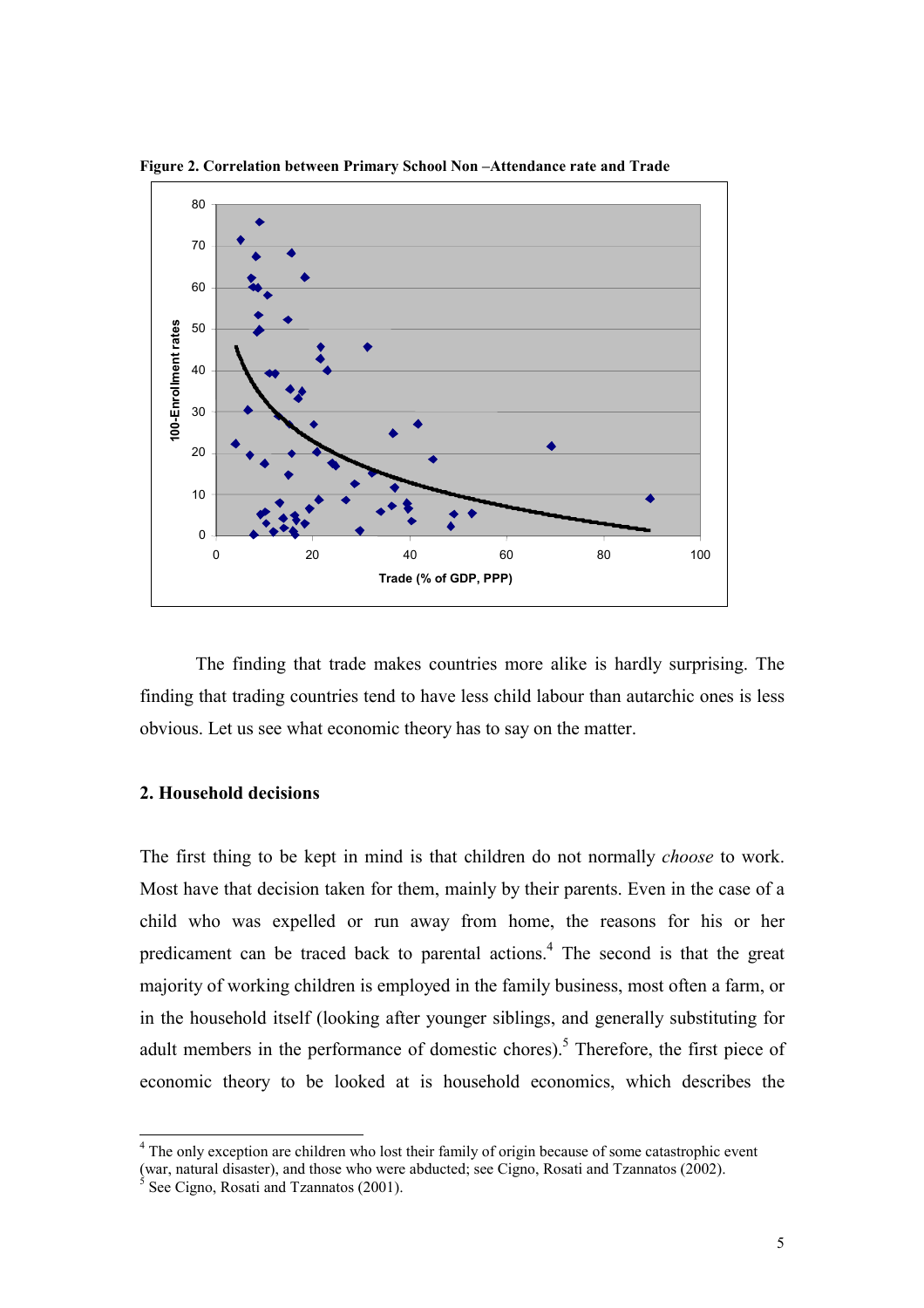**Figure 2. Correlation between Primary School Non –Attendance rate and Trade**

The finding that trade makes countries more alike is hardly surprising. The finding that trading countries tend to have less child labour than autarchic ones is less obvious. Let us see what economic theory has to say on the matter.

## 2. Household decisions

The first thing to be kept in mind is that children do not normally *choose* to work. Most have that decision taken for them, mainly by their parents. Even in the case of a child who was expelled or run away from home, the reasons for his or her predicament can be traced back to parental actions.[4] The second is that the great majority of working children is employed in the family business, most often a farm, or in the household itself (looking after younger siblings, and generally substituting for adult members in the performance of domestic chores).[5] Therefore, the first piece of economic theory to be looked at is household economics, which describes the

[4] The only exception are children who lost their family of origin because of some catastrophic event (war, natural disaster), and those who were abducted; see Cigno, Rosati and Tzannatos (2002).

[5] See Cigno, Rosati and Tzannatos (2001).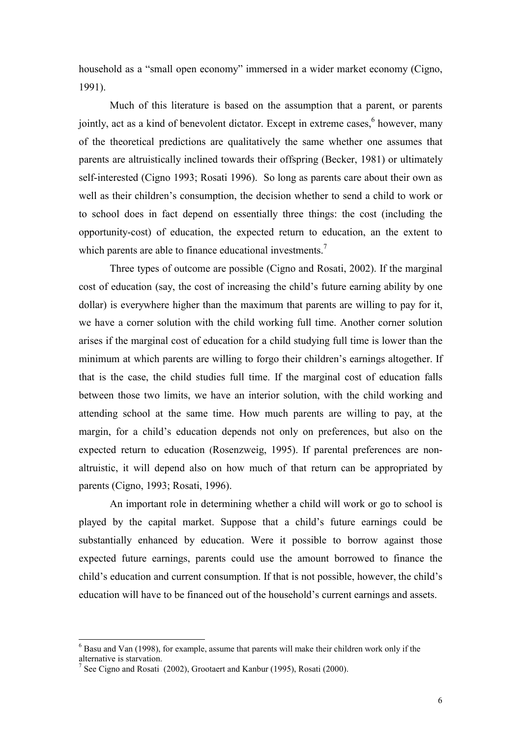household as a "small open economy" immersed in a wider market economy (Cigno, 1991).

Much of this literature is based on the assumption that a parent, or parents jointly, act as a kind of benevolent dictator. Except in extreme cases,[6] however, many of the theoretical predictions are qualitatively the same whether one assumes that parents are altruistically inclined towards their offspring (Becker, 1981) or ultimately self-interested (Cigno 1993; Rosati 1996). So long as parents care about their own as well as their children's consumption, the decision whether to send a child to work or to school does in fact depend on essentially three things: the cost (including the opportunity-cost) of education, the expected return to education, an the extent to which parents are able to finance educational investments.[7]

Three types of outcome are possible (Cigno and Rosati, 2002). If the marginal cost of education (say, the cost of increasing the child's future earning ability by one dollar) is everywhere higher than the maximum that parents are willing to pay for it, we have a corner solution with the child working full time. Another corner solution arises if the marginal cost of education for a child studying full time is lower than the minimum at which parents are willing to forgo their children's earnings altogether. If that is the case, the child studies full time. If the marginal cost of education falls between those two limits, we have an interior solution, with the child working and attending school at the same time. How much parents are willing to pay, at the margin, for a child's education depends not only on preferences, but also on the expected return to education (Rosenzweig, 1995). If parental preferences are non-altruistic, it will depend also on how much of that return can be appropriated by parents (Cigno, 1993; Rosati, 1996).

An important role in determining whether a child will work or go to school is played by the capital market. Suppose that a child's future earnings could be substantially enhanced by education. Were it possible to borrow against those expected future earnings, parents could use the amount borrowed to finance the child's education and current consumption. If that is not possible, however, the child's education will have to be financed out of the household's current earnings and assets.

---

[6] Basu and Van (1998), for example, assume that parents will make their children work only if the alternative is starvation.

[7] See Cigno and Rosati (2002), Grootaert and Kanbur (1995), Rosati (2000).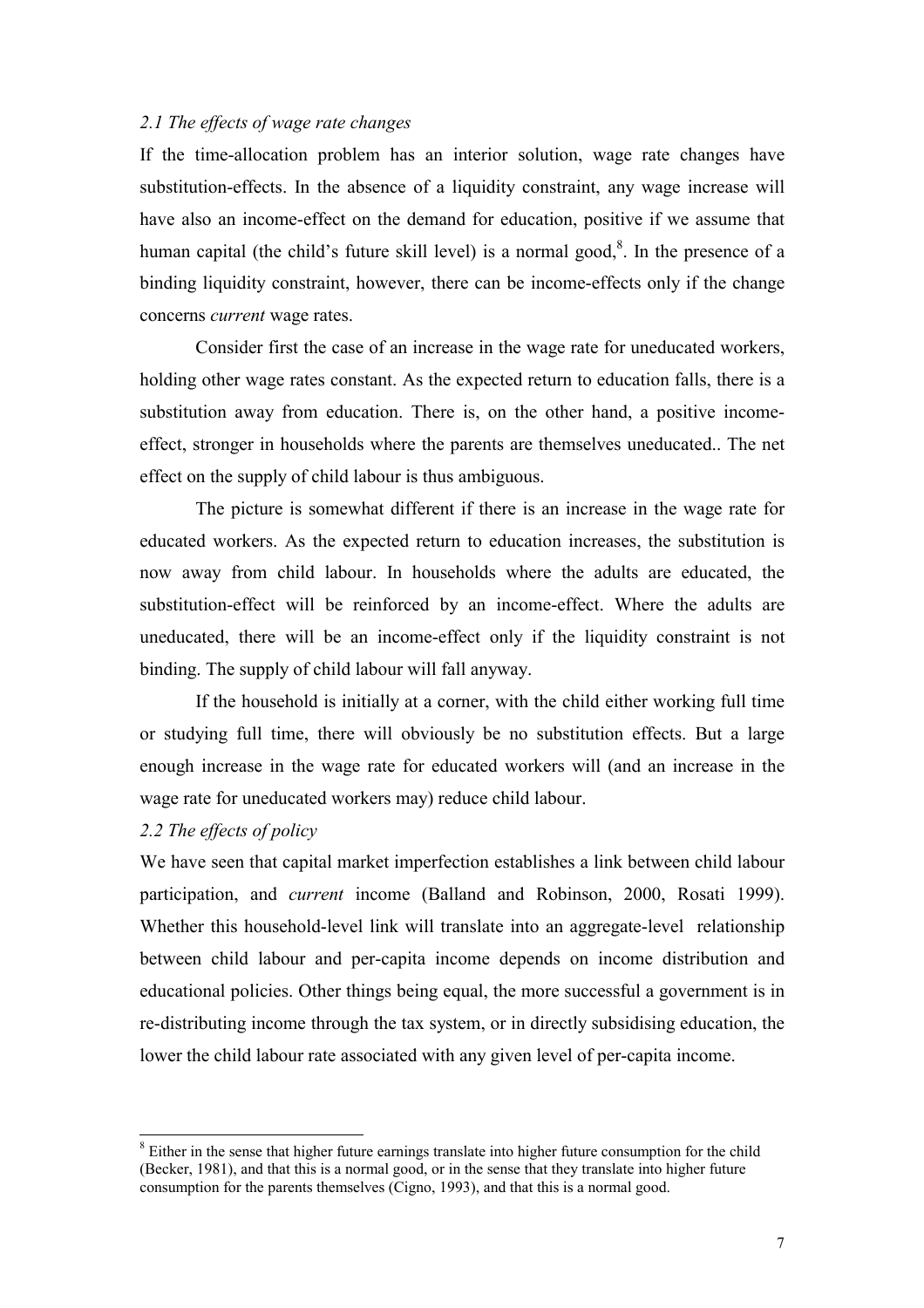### *2.1 The effects of wage rate changes*

If the time-allocation problem has an interior solution, wage rate changes have substitution-effects. In the absence of a liquidity constraint, any wage increase will have also an income-effect on the demand for education, positive if we assume that human capital (the child's future skill level) is a normal good,[8]. In the presence of a binding liquidity constraint, however, there can be income-effects only if the change concerns *current* wage rates.

Consider first the case of an increase in the wage rate for uneducated workers, holding other wage rates constant. As the expected return to education falls, there is a substitution away from education. There is, on the other hand, a positive income-effect, stronger in households where the parents are themselves uneducated.. The net effect on the supply of child labour is thus ambiguous.

The picture is somewhat different if there is an increase in the wage rate for educated workers. As the expected return to education increases, the substitution is now away from child labour. In households where the adults are educated, the substitution-effect will be reinforced by an income-effect. Where the adults are uneducated, there will be an income-effect only if the liquidity constraint is not binding. The supply of child labour will fall anyway.

If the household is initially at a corner, with the child either working full time or studying full time, there will obviously be no substitution effects. But a large enough increase in the wage rate for educated workers will (and an increase in the wage rate for uneducated workers may) reduce child labour.

### *2.2 The effects of policy*

We have seen that capital market imperfection establishes a link between child labour participation, and *current* income (Balland and Robinson, 2000, Rosati 1999). Whether this household-level link will translate into an aggregate-level relationship between child labour and per-capita income depends on income distribution and educational policies. Other things being equal, the more successful a government is in re-distributing income through the tax system, or in directly subsidising education, the lower the child labour rate associated with any given level of per-capita income.

---

[8] Either in the sense that higher future earnings translate into higher future consumption for the child (Becker, 1981), and that this is a normal good, or in the sense that they translate into higher future consumption for the parents themselves (Cigno, 1993), and that this is a normal good.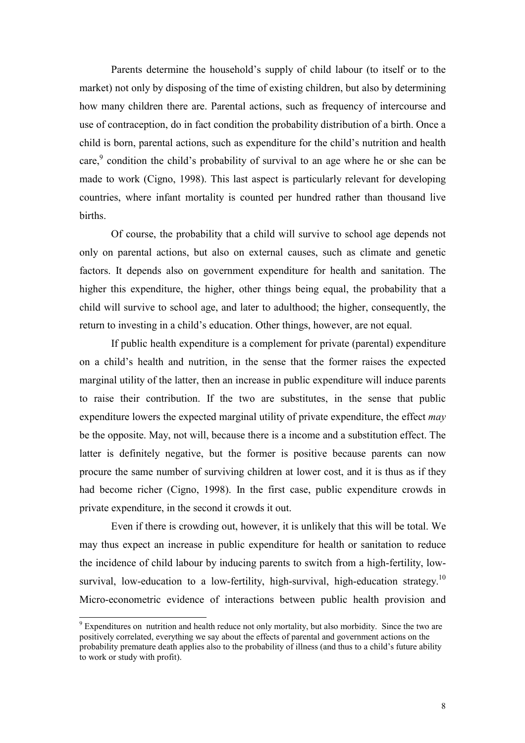Parents determine the household's supply of child labour (to itself or to the market) not only by disposing of the time of existing children, but also by determining how many children there are. Parental actions, such as frequency of intercourse and use of contraception, do in fact condition the probability distribution of a birth. Once a child is born, parental actions, such as expenditure for the child's nutrition and health care,[9] condition the child's probability of survival to an age where he or she can be made to work (Cigno, 1998). This last aspect is particularly relevant for developing countries, where infant mortality is counted per hundred rather than thousand live births.

Of course, the probability that a child will survive to school age depends not only on parental actions, but also on external causes, such as climate and genetic factors. It depends also on government expenditure for health and sanitation. The higher this expenditure, the higher, other things being equal, the probability that a child will survive to school age, and later to adulthood; the higher, consequently, the return to investing in a child's education. Other things, however, are not equal.

If public health expenditure is a complement for private (parental) expenditure on a child's health and nutrition, in the sense that the former raises the expected marginal utility of the latter, then an increase in public expenditure will induce parents to raise their contribution. If the two are substitutes, in the sense that public expenditure lowers the expected marginal utility of private expenditure, the effect *may* be the opposite. May, not will, because there is a income and a substitution effect. The latter is definitely negative, but the former is positive because parents can now procure the same number of surviving children at lower cost, and it is thus as if they had become richer (Cigno, 1998). In the first case, public expenditure crowds in private expenditure, in the second it crowds it out.

Even if there is crowding out, however, it is unlikely that this will be total. We may thus expect an increase in public expenditure for health or sanitation to reduce the incidence of child labour by inducing parents to switch from a high-fertility, low-survival, low-education to a low-fertility, high-survival, high-education strategy.[10] Micro-econometric evidence of interactions between public health provision and

[9] Expenditures on nutrition and health reduce not only mortality, but also morbidity. Since the two are positively correlated, everything we say about the effects of parental and government actions on the probability premature death applies also to the probability of illness (and thus to a child's future ability to work or study with profit).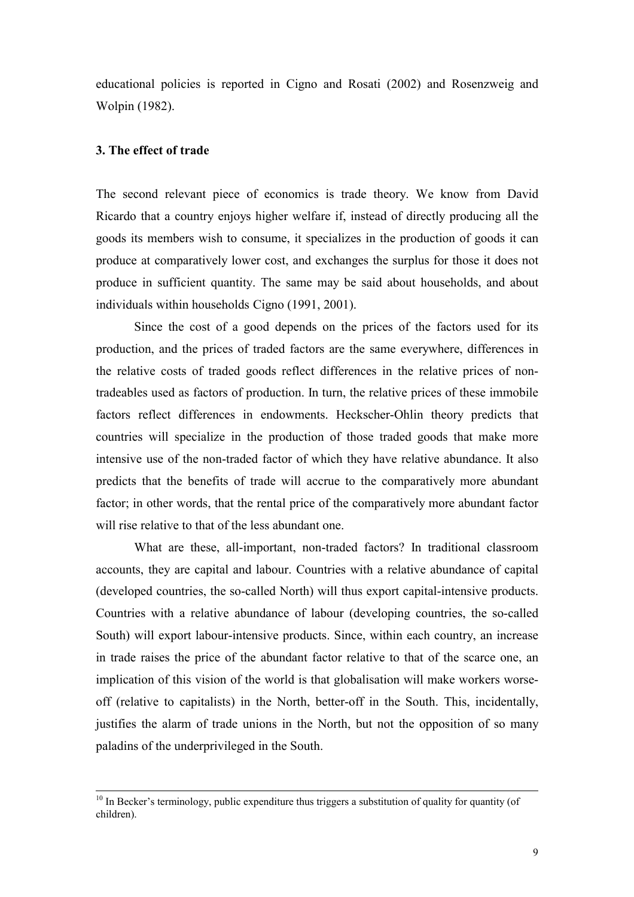educational policies is reported in Cigno and Rosati (2002) and Rosenzweig and Wolpin (1982).

### 3. The effect of trade

The second relevant piece of economics is trade theory. We know from David Ricardo that a country enjoys higher welfare if, instead of directly producing all the goods its members wish to consume, it specializes in the production of goods it can produce at comparatively lower cost, and exchanges the surplus for those it does not produce in sufficient quantity. The same may be said about households, and about individuals within households Cigno (1991, 2001).

Since the cost of a good depends on the prices of the factors used for its production, and the prices of traded factors are the same everywhere, differences in the relative costs of traded goods reflect differences in the relative prices of non-tradeables used as factors of production. In turn, the relative prices of these immobile factors reflect differences in endowments. Heckscher-Ohlin theory predicts that countries will specialize in the production of those traded goods that make more intensive use of the non-traded factor of which they have relative abundance. It also predicts that the benefits of trade will accrue to the comparatively more abundant factor; in other words, that the rental price of the comparatively more abundant factor will rise relative to that of the less abundant one.

What are these, all-important, non-traded factors? In traditional classroom accounts, they are capital and labour. Countries with a relative abundance of capital (developed countries, the so-called North) will thus export capital-intensive products. Countries with a relative abundance of labour (developing countries, the so-called South) will export labour-intensive products. Since, within each country, an increase in trade raises the price of the abundant factor relative to that of the scarce one, an implication of this vision of the world is that globalisation will make workers worse-off (relative to capitalists) in the North, better-off in the South. This, incidentally, justifies the alarm of trade unions in the North, but not the opposition of so many paladins of the underprivileged in the South.

---

[10] In Becker's terminology, public expenditure thus triggers a substitution of quality for quantity (of children).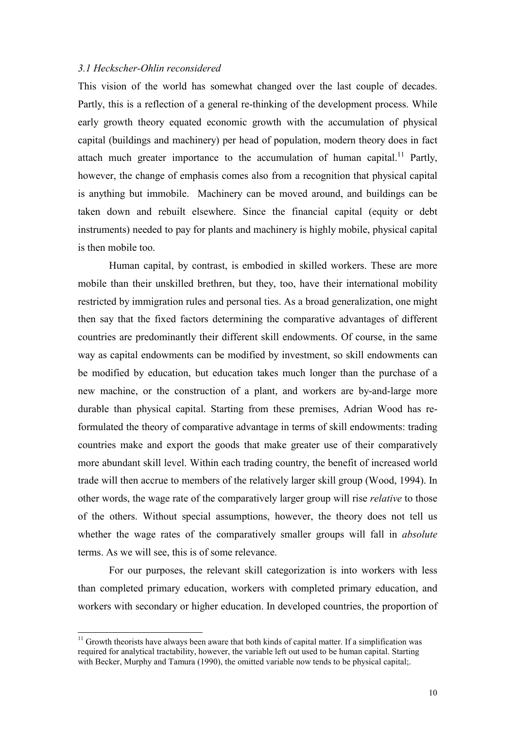*3.1 Heckscher-Ohlin reconsidered*

This vision of the world has somewhat changed over the last couple of decades. Partly, this is a reflection of a general re-thinking of the development process. While early growth theory equated economic growth with the accumulation of physical capital (buildings and machinery) per head of population, modern theory does in fact attach much greater importance to the accumulation of human capital.[11] Partly, however, the change of emphasis comes also from a recognition that physical capital is anything but immobile. Machinery can be moved around, and buildings can be taken down and rebuilt elsewhere. Since the financial capital (equity or debt instruments) needed to pay for plants and machinery is highly mobile, physical capital is then mobile too.

Human capital, by contrast, is embodied in skilled workers. These are more mobile than their unskilled brethren, but they, too, have their international mobility restricted by immigration rules and personal ties. As a broad generalization, one might then say that the fixed factors determining the comparative advantages of different countries are predominantly their different skill endowments. Of course, in the same way as capital endowments can be modified by investment, so skill endowments can be modified by education, but education takes much longer than the purchase of a new machine, or the construction of a plant, and workers are by-and-large more durable than physical capital. Starting from these premises, Adrian Wood has re-formulated the theory of comparative advantage in terms of skill endowments: trading countries make and export the goods that make greater use of their comparatively more abundant skill level. Within each trading country, the benefit of increased world trade will then accrue to members of the relatively larger skill group (Wood, 1994). In other words, the wage rate of the comparatively larger group will rise *relative* to those of the others. Without special assumptions, however, the theory does not tell us whether the wage rates of the comparatively smaller groups will fall in *absolute* terms. As we will see, this is of some relevance.

For our purposes, the relevant skill categorization is into workers with less than completed primary education, workers with completed primary education, and workers with secondary or higher education. In developed countries, the proportion of

---

[11] Growth theorists have always been aware that both kinds of capital matter. If a simplification was required for analytical tractability, however, the variable left out used to be human capital. Starting with Becker, Murphy and Tamura (1990), the omitted variable now tends to be physical capital;.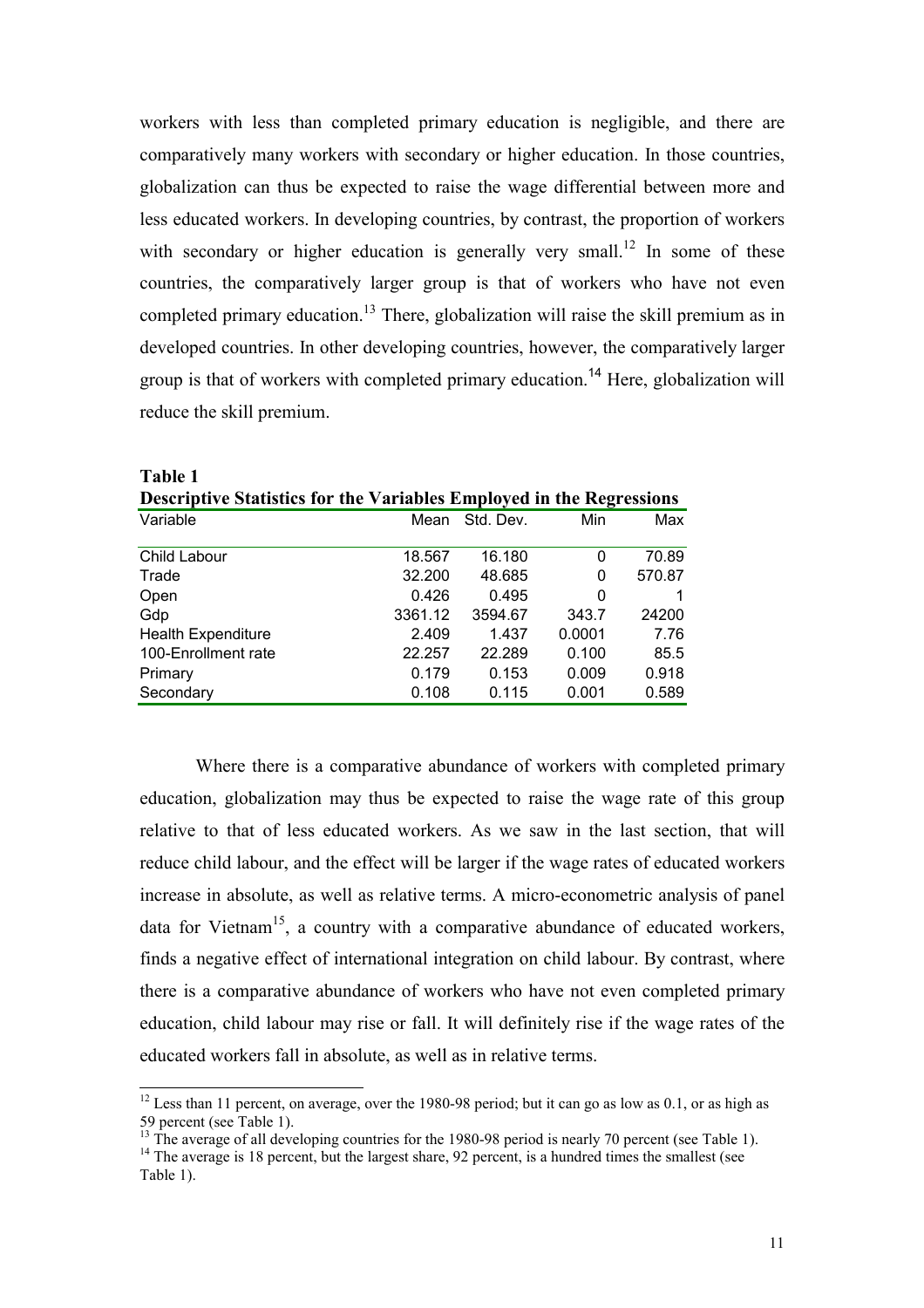workers with less than completed primary education is negligible, and there are comparatively many workers with secondary or higher education. In those countries, globalization can thus be expected to raise the wage differential between more and less educated workers. In developing countries, by contrast, the proportion of workers with secondary or higher education is generally very small.[12] In some of these countries, the comparatively larger group is that of workers who have not even completed primary education.[13] There, globalization will raise the skill premium as in developed countries. In other developing countries, however, the comparatively larger group is that of workers with completed primary education.[14] Here, globalization will reduce the skill premium.

**Table 1**
**Descriptive Statistics for the Variables Employed in the Regressions**

| Variable | Mean | Std. Dev. | Min | Max |
|---|---|---|---|---|
| Child Labour | 18.567 | 16.180 | 0 | 70.89 |
| Trade | 32.200 | 48.685 | 0 | 570.87 |
| Open | 0.426 | 0.495 | 0 | 1 |
| Gdp | 3361.12 | 3594.67 | 343.7 | 24200 |
| Health Expenditure | 2.409 | 1.437 | 0.0001 | 7.76 |
| 100-Enrollment rate | 22.257 | 22.289 | 0.100 | 85.5 |
| Primary | 0.179 | 0.153 | 0.009 | 0.918 |
| Secondary | 0.108 | 0.115 | 0.001 | 0.589 |

Where there is a comparative abundance of workers with completed primary education, globalization may thus be expected to raise the wage rate of this group relative to that of less educated workers. As we saw in the last section, that will reduce child labour, and the effect will be larger if the wage rates of educated workers increase in absolute, as well as relative terms. A micro-econometric analysis of panel data for Vietnam[15], a country with a comparative abundance of educated workers, finds a negative effect of international integration on child labour. By contrast, where there is a comparative abundance of workers who have not even completed primary education, child labour may rise or fall. It will definitely rise if the wage rates of the educated workers fall in absolute, as well as in relative terms.

---

[12] Less than 11 percent, on average, over the 1980-98 period; but it can go as low as 0.1, or as high as 59 percent (see Table 1).

[13] The average of all developing countries for the 1980-98 period is nearly 70 percent (see Table 1).

[14] The average is 18 percent, but the largest share, 92 percent, is a hundred times the smallest (see Table 1).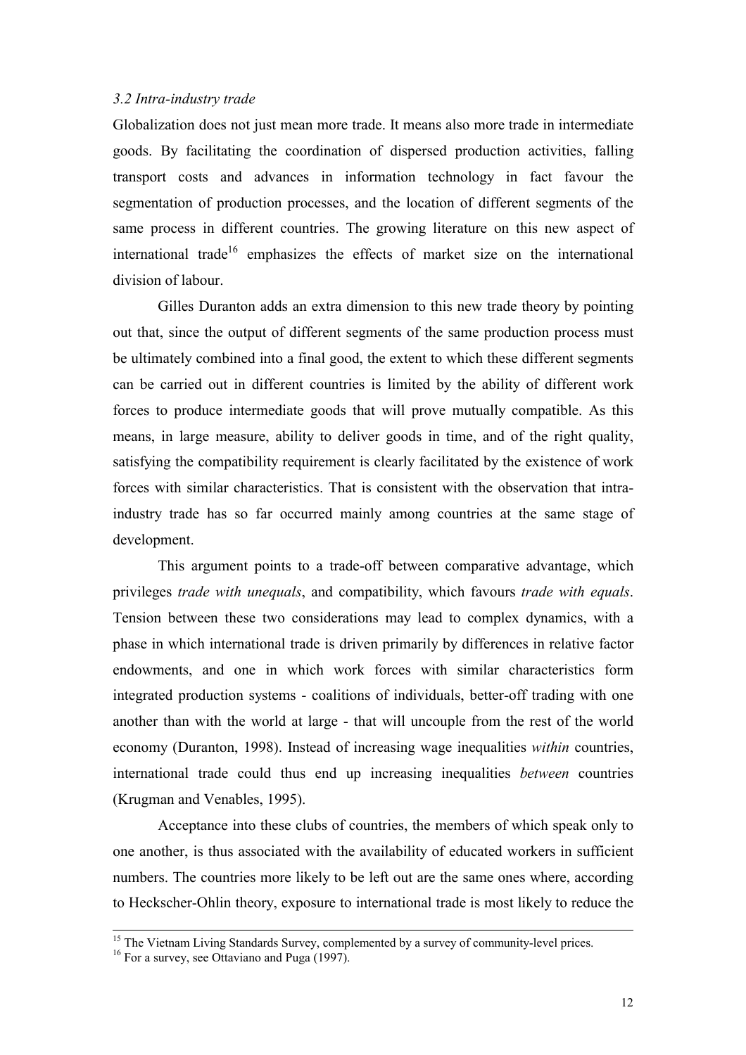### *3.2 Intra-industry trade*

Globalization does not just mean more trade. It means also more trade in intermediate goods. By facilitating the coordination of dispersed production activities, falling transport costs and advances in information technology in fact favour the segmentation of production processes, and the location of different segments of the same process in different countries. The growing literature on this new aspect of international trade[16] emphasizes the effects of market size on the international division of labour.

Gilles Duranton adds an extra dimension to this new trade theory by pointing out that, since the output of different segments of the same production process must be ultimately combined into a final good, the extent to which these different segments can be carried out in different countries is limited by the ability of different work forces to produce intermediate goods that will prove mutually compatible. As this means, in large measure, ability to deliver goods in time, and of the right quality, satisfying the compatibility requirement is clearly facilitated by the existence of work forces with similar characteristics. That is consistent with the observation that intra-industry trade has so far occurred mainly among countries at the same stage of development.

This argument points to a trade-off between comparative advantage, which privileges *trade with unequals*, and compatibility, which favours *trade with equals*. Tension between these two considerations may lead to complex dynamics, with a phase in which international trade is driven primarily by differences in relative factor endowments, and one in which work forces with similar characteristics form integrated production systems - coalitions of individuals, better-off trading with one another than with the world at large - that will uncouple from the rest of the world economy (Duranton, 1998). Instead of increasing wage inequalities *within* countries, international trade could thus end up increasing inequalities *between* countries (Krugman and Venables, 1995).

Acceptance into these clubs of countries, the members of which speak only to one another, is thus associated with the availability of educated workers in sufficient numbers. The countries more likely to be left out are the same ones where, according to Heckscher-Ohlin theory, exposure to international trade is most likely to reduce the

---

[15] The Vietnam Living Standards Survey, complemented by a survey of community-level prices.

[16] For a survey, see Ottaviano and Puga (1997).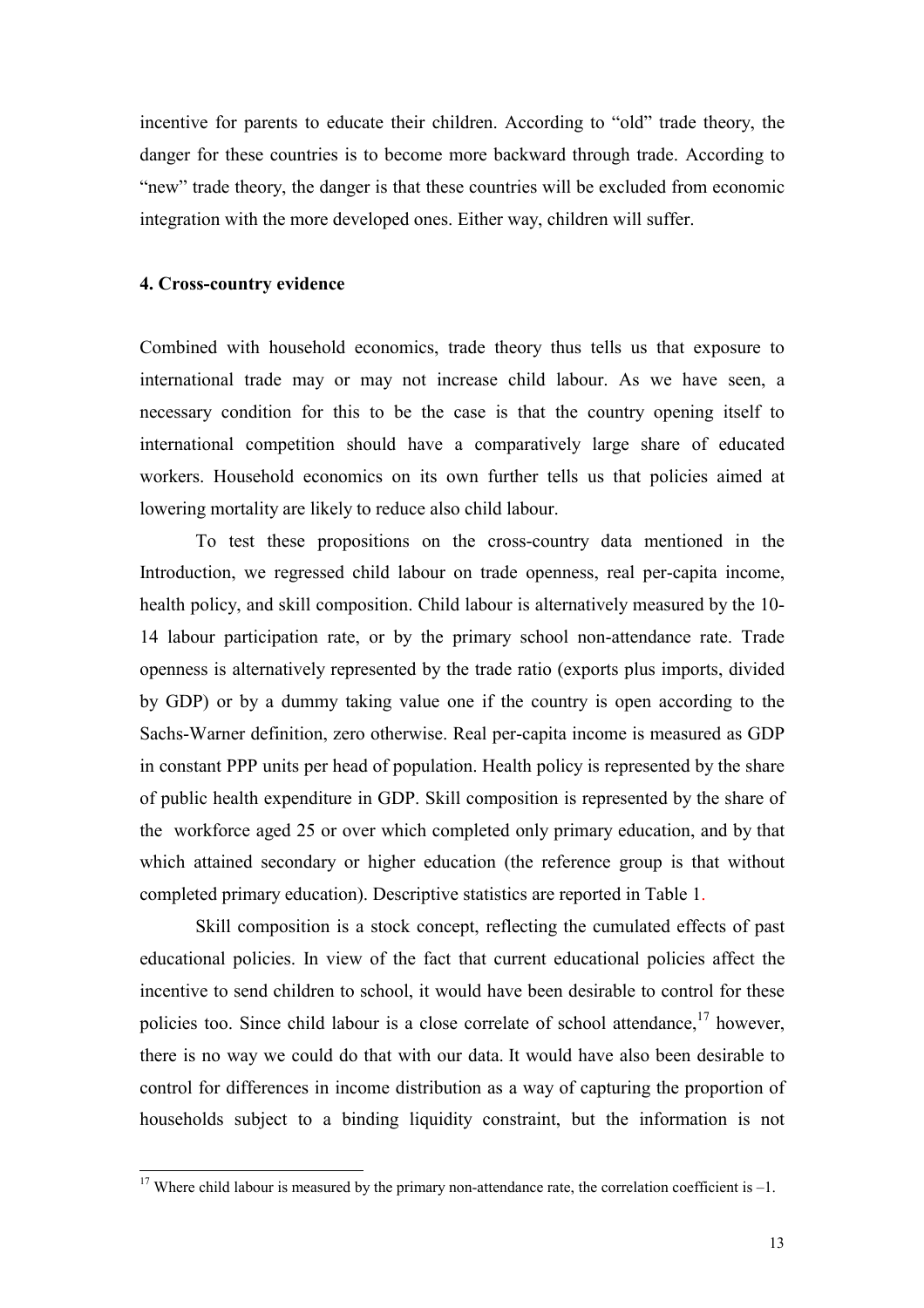incentive for parents to educate their children. According to "old" trade theory, the danger for these countries is to become more backward through trade. According to "new" trade theory, the danger is that these countries will be excluded from economic integration with the more developed ones. Either way, children will suffer.

#### 4. Cross-country evidence

Combined with household economics, trade theory thus tells us that exposure to international trade may or may not increase child labour. As we have seen, a necessary condition for this to be the case is that the country opening itself to international competition should have a comparatively large share of educated workers. Household economics on its own further tells us that policies aimed at lowering mortality are likely to reduce also child labour.

To test these propositions on the cross-country data mentioned in the Introduction, we regressed child labour on trade openness, real per-capita income, health policy, and skill composition. Child labour is alternatively measured by the 10-14 labour participation rate, or by the primary school non-attendance rate. Trade openness is alternatively represented by the trade ratio (exports plus imports, divided by GDP) or by a dummy taking value one if the country is open according to the Sachs-Warner definition, zero otherwise. Real per-capita income is measured as GDP in constant PPP units per head of population. Health policy is represented by the share of public health expenditure in GDP. Skill composition is represented by the share of the workforce aged 25 or over which completed only primary education, and by that which attained secondary or higher education (the reference group is that without completed primary education). Descriptive statistics are reported in Table 1.

Skill composition is a stock concept, reflecting the cumulated effects of past educational policies. In view of the fact that current educational policies affect the incentive to send children to school, it would have been desirable to control for these policies too. Since child labour is a close correlate of school attendance,[17] however, there is no way we could do that with our data. It would have also been desirable to control for differences in income distribution as a way of capturing the proportion of households subject to a binding liquidity constraint, but the information is not

[17] Where child labour is measured by the primary non-attendance rate, the correlation coefficient is –1.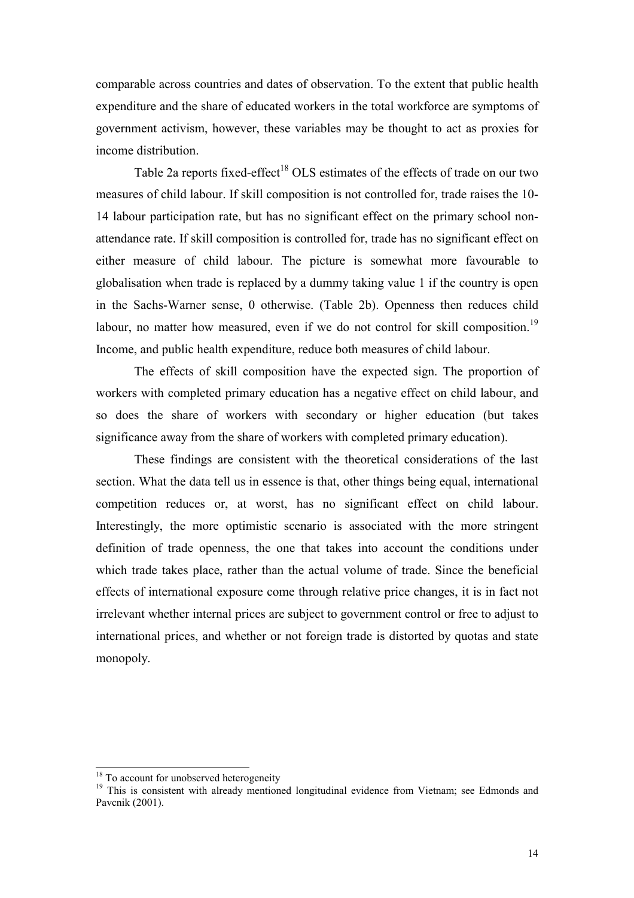comparable across countries and dates of observation. To the extent that public health expenditure and the share of educated workers in the total workforce are symptoms of government activism, however, these variables may be thought to act as proxies for income distribution.

Table 2a reports fixed-effect[18] OLS estimates of the effects of trade on our two measures of child labour. If skill composition is not controlled for, trade raises the 10-14 labour participation rate, but has no significant effect on the primary school non-attendance rate. If skill composition is controlled for, trade has no significant effect on either measure of child labour. The picture is somewhat more favourable to globalisation when trade is replaced by a dummy taking value 1 if the country is open in the Sachs-Warner sense, 0 otherwise. (Table 2b). Openness then reduces child labour, no matter how measured, even if we do not control for skill composition.[19] Income, and public health expenditure, reduce both measures of child labour.

The effects of skill composition have the expected sign. The proportion of workers with completed primary education has a negative effect on child labour, and so does the share of workers with secondary or higher education (but takes significance away from the share of workers with completed primary education).

These findings are consistent with the theoretical considerations of the last section. What the data tell us in essence is that, other things being equal, international competition reduces or, at worst, has no significant effect on child labour. Interestingly, the more optimistic scenario is associated with the more stringent definition of trade openness, the one that takes into account the conditions under which trade takes place, rather than the actual volume of trade. Since the beneficial effects of international exposure come through relative price changes, it is in fact not irrelevant whether internal prices are subject to government control or free to adjust to international prices, and whether or not foreign trade is distorted by quotas and state monopoly.

[18] To account for unobserved heterogeneity

[19] This is consistent with already mentioned longitudinal evidence from Vietnam; see Edmonds and Pavcnik (2001).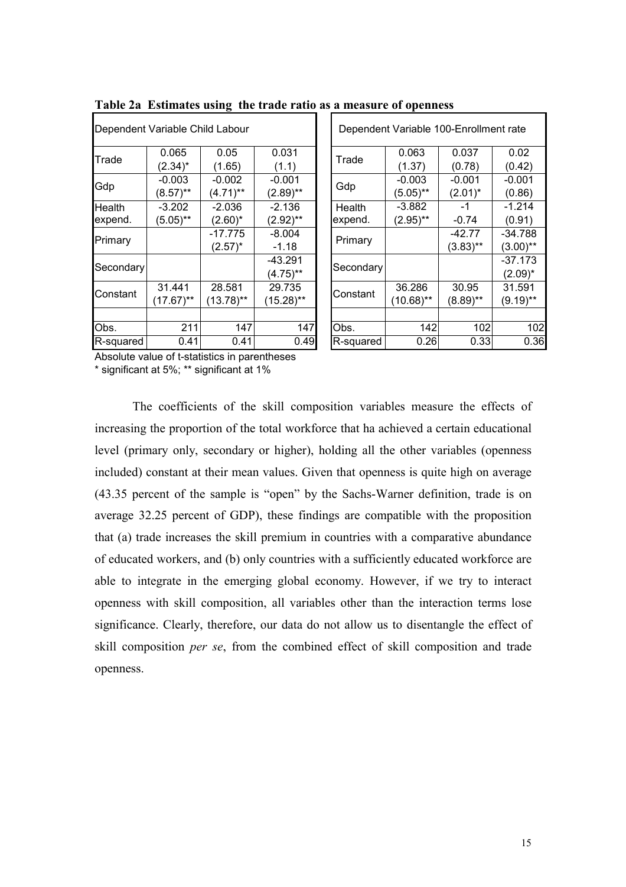**Table 2a Estimates using the trade ratio as a measure of openness**

| Dependent Variable Child Labour | | | |
|---|---|---|---|
| Trade | 0.065<br>(2.34)* | 0.05<br>(1.65) | 0.031<br>(1.1) |
| Gdp | -0.003<br>(8.57)** | -0.002<br>(4.71)** | -0.001<br>(2.89)** |
| Health expend. | -3.202<br>(5.05)** | -2.036<br>(2.60)* | -2.136<br>(2.92)** |
| Primary | | -17.775<br>(2.57)* | -8.004<br>-1.18 |
| Secondary | | | -43.291<br>(4.75)** |
| Constant | 31.441<br>(17.67)** | 28.581<br>(13.78)** | 29.735<br>(15.28)** |
| Obs. | 211 | 147 | 147 |
| R-squared | 0.41 | 0.41 | 0.49 |

| Dependent Variable 100-Enrollment rate | | | |
|---|---|---|---|
| Trade | 0.063<br>(1.37) | 0.037<br>(0.78) | 0.02<br>(0.42) |
| Gdp | -0.003<br>(5.05)** | -0.001<br>(2.01)* | -0.001<br>(0.86) |
| Health expend. | -3.882<br>(2.95)** | -1<br>-0.74 | -1.214<br>(0.91) |
| Primary | | -42.77<br>(3.83)** | -34.788<br>(3.00)** |
| Secondary | | | -37.173<br>(2.09)* |
| Constant | 36.286<br>(10.68)** | 30.95<br>(8.89)** | 31.591<br>(9.19)** |
| Obs. | 142 | 102 | 102 |
| R-squared | 0.26 | 0.33 | 0.36 |

Absolute value of t-statistics in parentheses
* significant at 5%; ** significant at 1%

The coefficients of the skill composition variables measure the effects of increasing the proportion of the total workforce that ha achieved a certain educational level (primary only, secondary or higher), holding all the other variables (openness included) constant at their mean values. Given that openness is quite high on average (43.35 percent of the sample is "open" by the Sachs-Warner definition, trade is on average 32.25 percent of GDP), these findings are compatible with the proposition that (a) trade increases the skill premium in countries with a comparative abundance of educated workers, and (b) only countries with a sufficiently educated workforce are able to integrate in the emerging global economy. However, if we try to interact openness with skill composition, all variables other than the interaction terms lose significance. Clearly, therefore, our data do not allow us to disentangle the effect of skill composition *per se*, from the combined effect of skill composition and trade openness.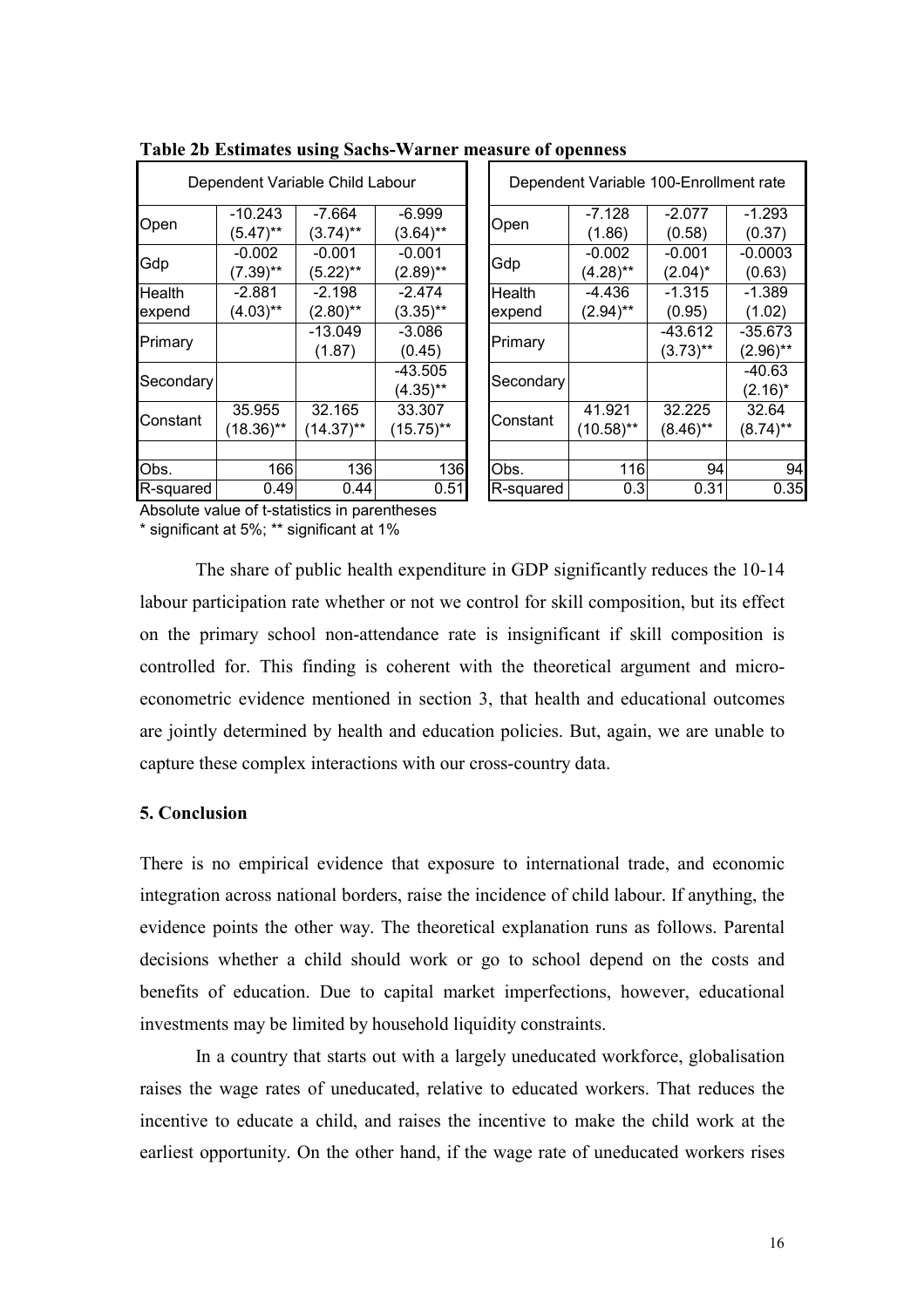**Table 2b Estimates using Sachs-Warner measure of openness**

| Dependent Variable Child Labour | | | |
|---|---|---|---|
| Open | -10.243<br>(5.47)** | -7.664<br>(3.74)** | -6.999<br>(3.64)** |
| Gdp | -0.002<br>(7.39)** | -0.001<br>(5.22)** | -0.001<br>(2.89)** |
| Health expend | -2.881<br>(4.03)** | -2.198<br>(2.80)** | -2.474<br>(3.35)** |
| Primary | | -13.049<br>(1.87) | -3.086<br>(0.45) |
| Secondary | | | -43.505<br>(4.35)** |
| Constant | 35.955<br>(18.36)** | 32.165<br>(14.37)** | 33.307<br>(15.75)** |
| Obs. | 166 | 136 | 136 |
| R-squared | 0.49 | 0.44 | 0.51 |

| Dependent Variable 100-Enrollment rate | | | |
|---|---|---|---|
| Open | -7.128<br>(1.86) | -2.077<br>(0.58) | -1.293<br>(0.37) |
| Gdp | -0.002<br>(4.28)** | -0.001<br>(2.04)* | -0.0003<br>(0.63) |
| Health expend | -4.436<br>(2.94)** | -1.315<br>(0.95) | -1.389<br>(1.02) |
| Primary | | -43.612<br>(3.73)** | -35.673<br>(2.96)** |
| Secondary | | | -40.63<br>(2.16)* |
| Constant | 41.921<br>(10.58)** | 32.225<br>(8.46)** | 32.64<br>(8.74)** |
| Obs. | 116 | 94 | 94 |
| R-squared | 0.3 | 0.31 | 0.35 |

Absolute value of t-statistics in parentheses
* significant at 5%; ** significant at 1%

The share of public health expenditure in GDP significantly reduces the 10-14 labour participation rate whether or not we control for skill composition, but its effect on the primary school non-attendance rate is insignificant if skill composition is controlled for. This finding is coherent with the theoretical argument and micro-econometric evidence mentioned in section 3, that health and educational outcomes are jointly determined by health and education policies. But, again, we are unable to capture these complex interactions with our cross-country data.

## 5. Conclusion

There is no empirical evidence that exposure to international trade, and economic integration across national borders, raise the incidence of child labour. If anything, the evidence points the other way. The theoretical explanation runs as follows. Parental decisions whether a child should work or go to school depend on the costs and benefits of education. Due to capital market imperfections, however, educational investments may be limited by household liquidity constraints.

In a country that starts out with a largely uneducated workforce, globalisation raises the wage rates of uneducated, relative to educated workers. That reduces the incentive to educate a child, and raises the incentive to make the child work at the earliest opportunity. On the other hand, if the wage rate of uneducated workers rises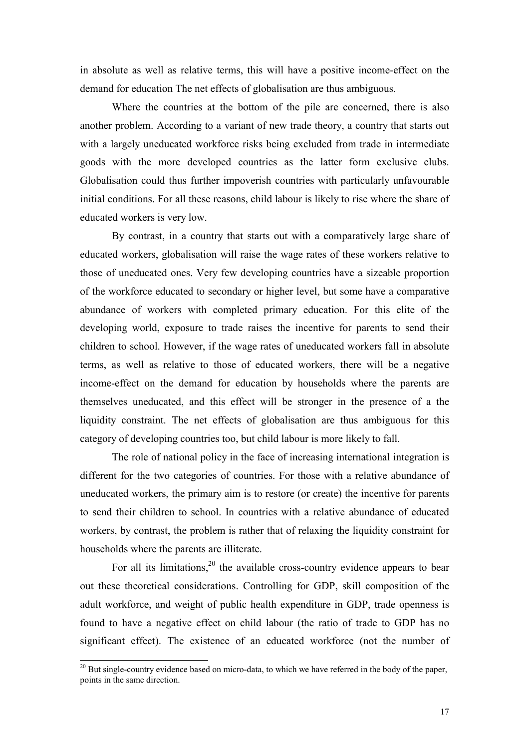in absolute as well as relative terms, this will have a positive income-effect on the demand for education The net effects of globalisation are thus ambiguous.

Where the countries at the bottom of the pile are concerned, there is also another problem. According to a variant of new trade theory, a country that starts out with a largely uneducated workforce risks being excluded from trade in intermediate goods with the more developed countries as the latter form exclusive clubs. Globalisation could thus further impoverish countries with particularly unfavourable initial conditions. For all these reasons, child labour is likely to rise where the share of educated workers is very low.

By contrast, in a country that starts out with a comparatively large share of educated workers, globalisation will raise the wage rates of these workers relative to those of uneducated ones. Very few developing countries have a sizeable proportion of the workforce educated to secondary or higher level, but some have a comparative abundance of workers with completed primary education. For this elite of the developing world, exposure to trade raises the incentive for parents to send their children to school. However, if the wage rates of uneducated workers fall in absolute terms, as well as relative to those of educated workers, there will be a negative income-effect on the demand for education by households where the parents are themselves uneducated, and this effect will be stronger in the presence of a the liquidity constraint. The net effects of globalisation are thus ambiguous for this category of developing countries too, but child labour is more likely to fall.

The role of national policy in the face of increasing international integration is different for the two categories of countries. For those with a relative abundance of uneducated workers, the primary aim is to restore (or create) the incentive for parents to send their children to school. In countries with a relative abundance of educated workers, by contrast, the problem is rather that of relaxing the liquidity constraint for households where the parents are illiterate.

For all its limitations,[20] the available cross-country evidence appears to bear out these theoretical considerations. Controlling for GDP, skill composition of the adult workforce, and weight of public health expenditure in GDP, trade openness is found to have a negative effect on child labour (the ratio of trade to GDP has no significant effect). The existence of an educated workforce (not the number of

[20] But single-country evidence based on micro-data, to which we have referred in the body of the paper, points in the same direction.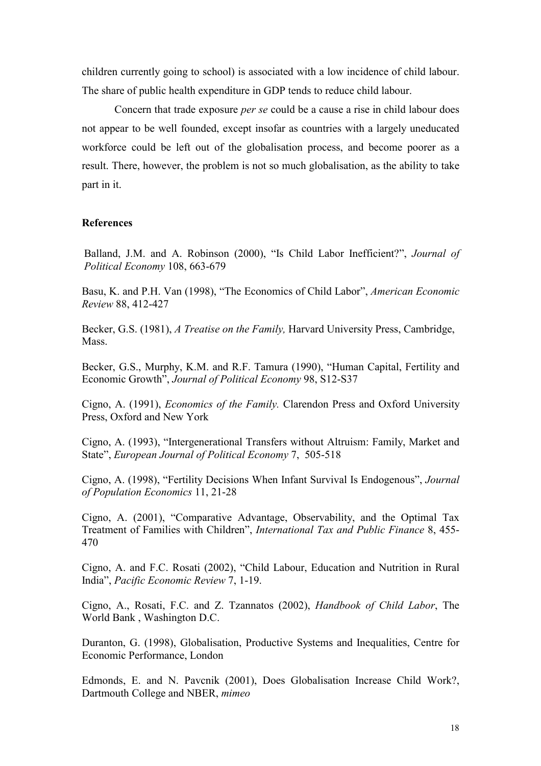children currently going to school) is associated with a low incidence of child labour. The share of public health expenditure in GDP tends to reduce child labour.

Concern that trade exposure *per se* could be a cause a rise in child labour does not appear to be well founded, except insofar as countries with a largely uneducated workforce could be left out of the globalisation process, and become poorer as a result. There, however, the problem is not so much globalisation, as the ability to take part in it.

**References**

Balland, J.M. and A. Robinson (2000), "Is Child Labor Inefficient?", *Journal of Political Economy* 108, 663-679

Basu, K. and P.H. Van (1998), "The Economics of Child Labor", *American Economic Review* 88, 412-427

Becker, G.S. (1981), *A Treatise on the Family,* Harvard University Press, Cambridge, Mass.

Becker, G.S., Murphy, K.M. and R.F. Tamura (1990), "Human Capital, Fertility and Economic Growth", *Journal of Political Economy* 98, S12-S37

Cigno, A. (1991), *Economics of the Family.* Clarendon Press and Oxford University Press, Oxford and New York

Cigno, A. (1993), "Intergenerational Transfers without Altruism: Family, Market and State", *European Journal of Political Economy* 7, 505-518

Cigno, A. (1998), "Fertility Decisions When Infant Survival Is Endogenous", *Journal of Population Economics* 11, 21-28

Cigno, A. (2001), "Comparative Advantage, Observability, and the Optimal Tax Treatment of Families with Children", *International Tax and Public Finance* 8, 455-470

Cigno, A. and F.C. Rosati (2002), "Child Labour, Education and Nutrition in Rural India", *Pacific Economic Review* 7, 1-19.

Cigno, A., Rosati, F.C. and Z. Tzannatos (2002), *Handbook of Child Labor*, The World Bank , Washington D.C.

Duranton, G. (1998), Globalisation, Productive Systems and Inequalities, Centre for Economic Performance, London

Edmonds, E. and N. Pavcnik (2001), Does Globalisation Increase Child Work?, Dartmouth College and NBER, *mimeo*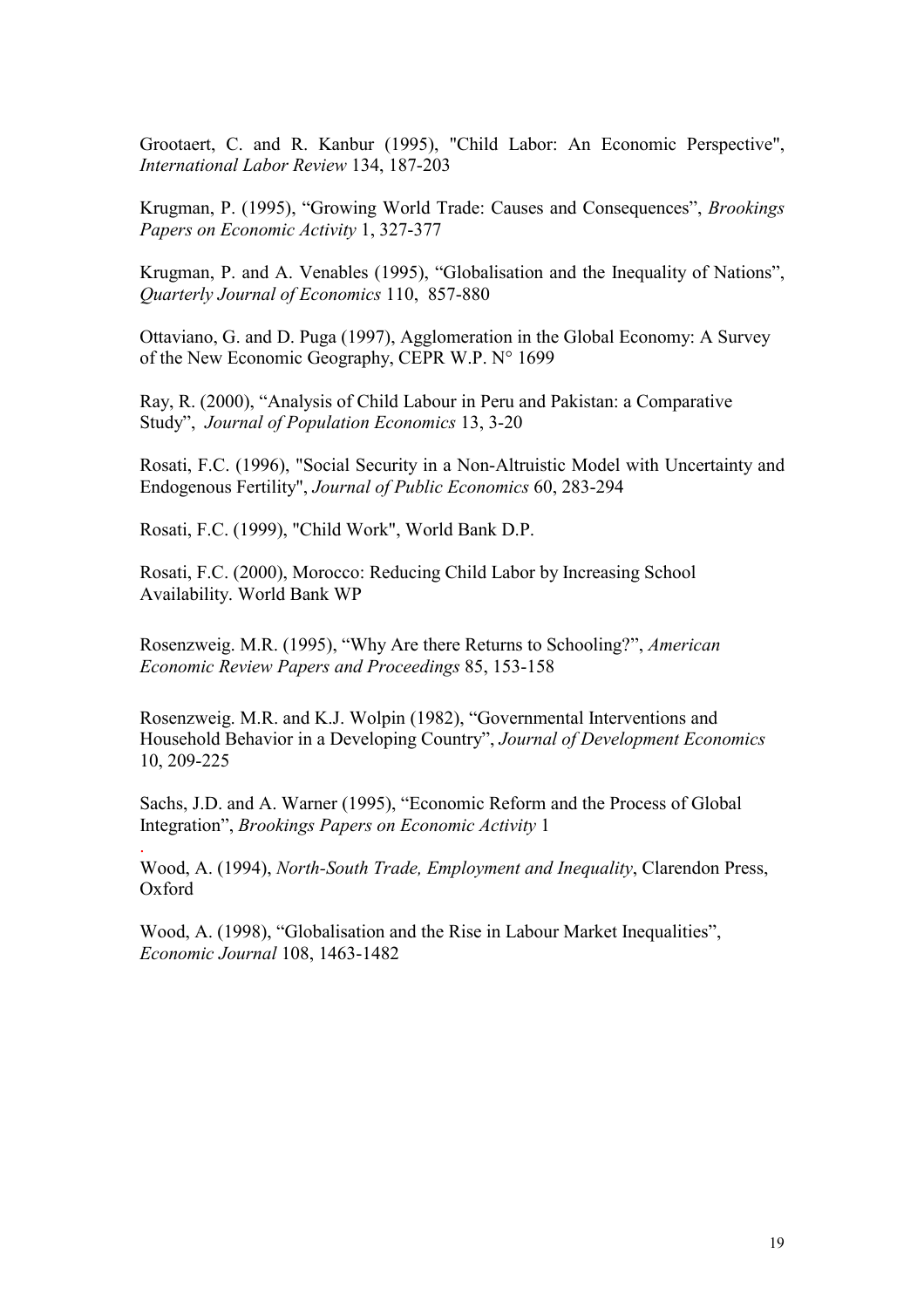Grootaert, C. and R. Kanbur (1995), "Child Labor: An Economic Perspective", *International Labor Review* 134, 187-203

Krugman, P. (1995), "Growing World Trade: Causes and Consequences", *Brookings Papers on Economic Activity* 1, 327-377

Krugman, P. and A. Venables (1995), "Globalisation and the Inequality of Nations", *Quarterly Journal of Economics* 110, 857-880

Ottaviano, G. and D. Puga (1997), Agglomeration in the Global Economy: A Survey of the New Economic Geography, CEPR W.P. N° 1699

Ray, R. (2000), "Analysis of Child Labour in Peru and Pakistan: a Comparative Study", *Journal of Population Economics* 13, 3-20

Rosati, F.C. (1996), "Social Security in a Non-Altruistic Model with Uncertainty and Endogenous Fertility", *Journal of Public Economics* 60, 283-294

Rosati, F.C. (1999), "Child Work", World Bank D.P.

Rosati, F.C. (2000), Morocco: Reducing Child Labor by Increasing School Availability. World Bank WP

Rosenzweig. M.R. (1995), "Why Are there Returns to Schooling?", *American Economic Review Papers and Proceedings* 85, 153-158

Rosenzweig. M.R. and K.J. Wolpin (1982), "Governmental Interventions and Household Behavior in a Developing Country", *Journal of Development Economics* 10, 209-225

Sachs, J.D. and A. Warner (1995), "Economic Reform and the Process of Global Integration", *Brookings Papers on Economic Activity* 1

Wood, A. (1994), *North-South Trade, Employment and Inequality*, Clarendon Press, Oxford

Wood, A. (1998), "Globalisation and the Rise in Labour Market Inequalities", *Economic Journal* 108, 1463-1482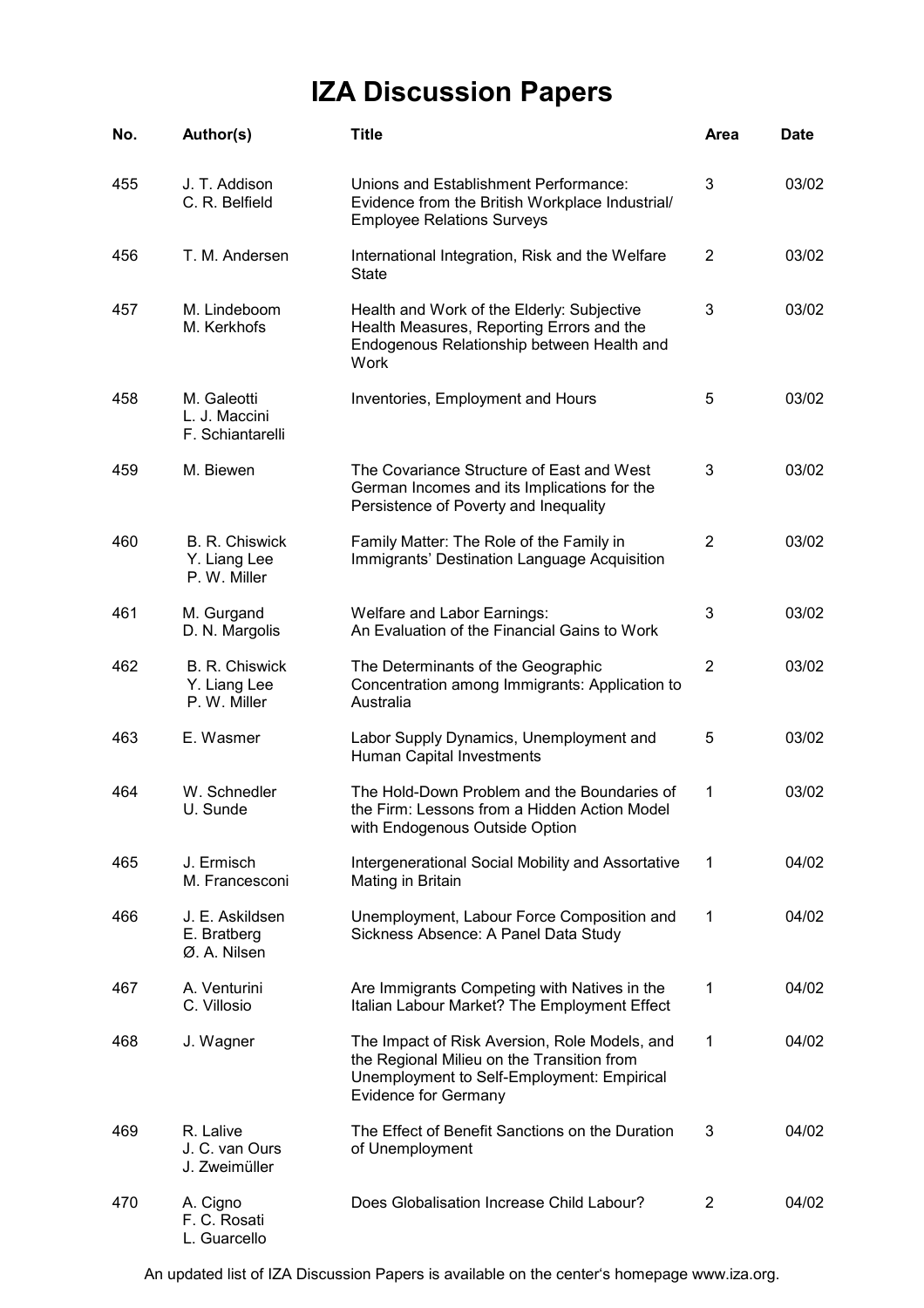# IZA Discussion Papers

| No. | Author(s) | Title | Area | Date |
|---|---|---|---|---|
| 455 | J. T. Addison<br>C. R. Belfield | Unions and Establishment Performance: Evidence from the British Workplace Industrial/ Employee Relations Surveys | 3 | 03/02 |
| 456 | T. M. Andersen | International Integration, Risk and the Welfare State | 2 | 03/02 |
| 457 | M. Lindeboom<br>M. Kerkhofs | Health and Work of the Elderly: Subjective Health Measures, Reporting Errors and the Endogenous Relationship between Health and Work | 3 | 03/02 |
| 458 | M. Galeotti<br>L. J. Maccini<br>F. Schiantarelli | Inventories, Employment and Hours | 5 | 03/02 |
| 459 | M. Biewen | The Covariance Structure of East and West German Incomes and its Implications for the Persistence of Poverty and Inequality | 3 | 03/02 |
| 460 | B. R. Chiswick<br>Y. Liang Lee<br>P. W. Miller | Family Matter: The Role of the Family in Immigrants' Destination Language Acquisition | 2 | 03/02 |
| 461 | M. Gurgand<br>D. N. Margolis | Welfare and Labor Earnings: An Evaluation of the Financial Gains to Work | 3 | 03/02 |
| 462 | B. R. Chiswick<br>Y. Liang Lee<br>P. W. Miller | The Determinants of the Geographic Concentration among Immigrants: Application to Australia | 2 | 03/02 |
| 463 | E. Wasmer | Labor Supply Dynamics, Unemployment and Human Capital Investments | 5 | 03/02 |
| 464 | W. Schnedler<br>U. Sunde | The Hold-Down Problem and the Boundaries of the Firm: Lessons from a Hidden Action Model with Endogenous Outside Option | 1 | 03/02 |
| 465 | J. Ermisch<br>M. Francesconi | Intergenerational Social Mobility and Assortative Mating in Britain | 1 | 04/02 |
| 466 | J. E. Askildsen<br>E. Bratberg<br>Ø. A. Nilsen | Unemployment, Labour Force Composition and Sickness Absence: A Panel Data Study | 1 | 04/02 |
| 467 | A. Venturini<br>C. Villosio | Are Immigrants Competing with Natives in the Italian Labour Market? The Employment Effect | 1 | 04/02 |
| 468 | J. Wagner | The Impact of Risk Aversion, Role Models, and the Regional Milieu on the Transition from Unemployment to Self-Employment: Empirical Evidence for Germany | 1 | 04/02 |
| 469 | R. Lalive<br>J. C. van Ours<br>J. Zweimüller | The Effect of Benefit Sanctions on the Duration of Unemployment | 3 | 04/02 |
| 470 | A. Cigno<br>F. C. Rosati<br>L. Guarcello | Does Globalisation Increase Child Labour? | 2 | 04/02 |

An updated list of IZA Discussion Papers is available on the center's homepage www.iza.org.